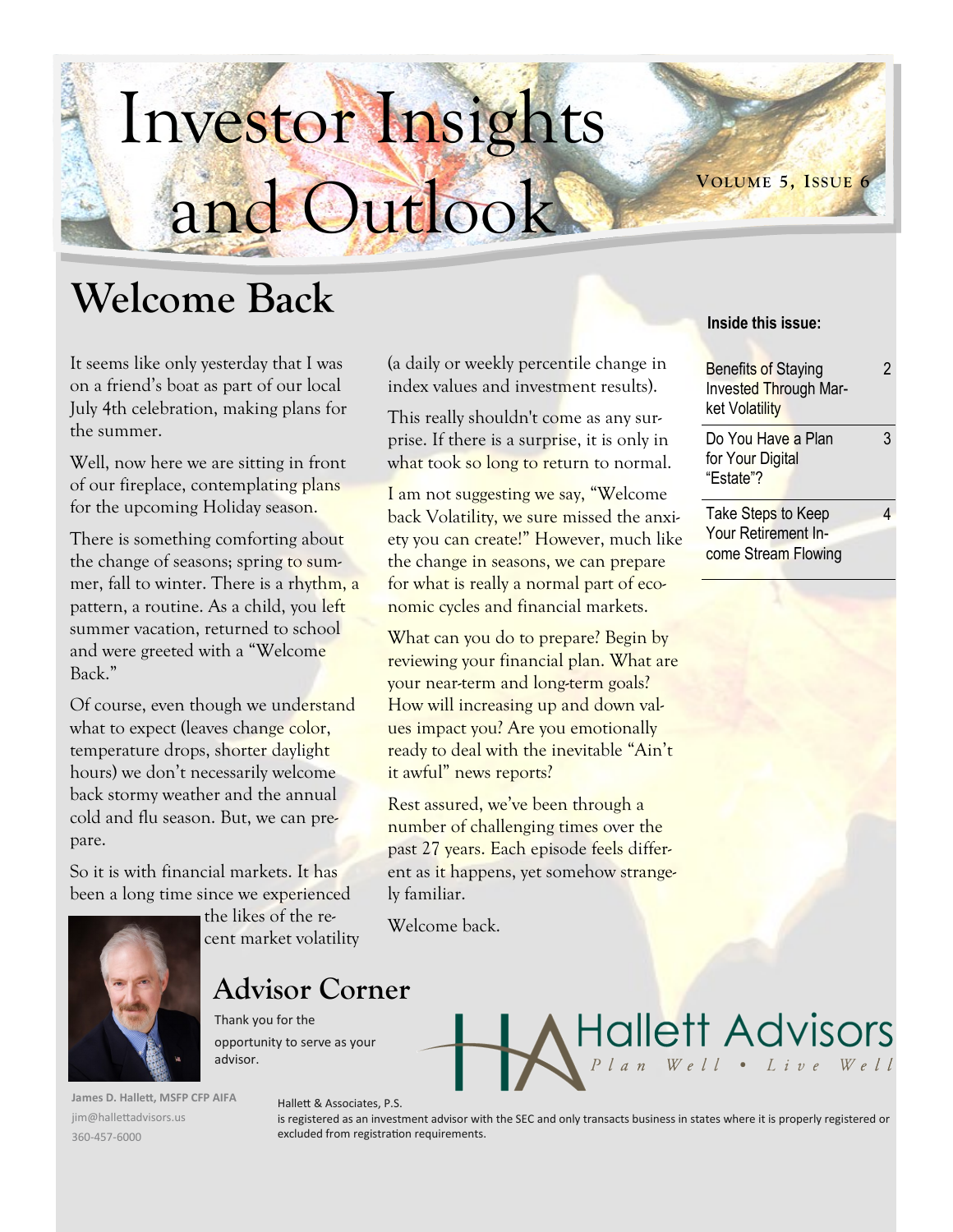# Investor Insights and Outlook

VOLUME 5, ISSUE 6

## Welcome Back

It seems like only yesterday that I was on a friend's boat as part of our local July 4th celebration, making plans for the summer.

Well, now here we are sitting in front of our fireplace, contemplating plans for the upcoming Holiday season.

There is something comforting about the change of seasons; spring to summer, fall to winter. There is a rhythm, a pattern, a routine. As a child, you left summer vacation, returned to school and were greeted with a "Welcome Back."

Of course, even though we understand what to expect (leaves change color, temperature drops, shorter daylight hours) we don't necessarily welcome back stormy weather and the annual cold and flu season. But, we can prepare.

So it is with financial markets. It has been a long time since we experienced the likes of the recent market volatility (a daily or weekly percentile change in index values and investment results).

This really shouldn't come as any surprise. If there is a surprise, it is only in what took so long to return to normal.

I am not suggesting we say, "Welcome back Volatility, we sure missed the anxiety you can create!" However, much like the change in seasons, we can prepare for what is really a normal part of economic cycles and financial markets.

What can you do to prepare? Begin by reviewing your financial plan. What are your near-term and long-term goals? How will increasing up and down values impact you? Are you emotionally ready to deal with the inevitable "Ain't it awful" news reports?

Rest assured, we've been through a number of challenging times over the past 27 years. Each episode feels different as it happens, yet somehow strangely familiar.

Welcome back.

**Inside this issue:**

| | |
|---|---|
| Benefits of Staying Invested Through Market Volatility | 2 |
| Do You Have a Plan for Your Digital "Estate"? | 3 |
| Take Steps to Keep Your Retirement Income Stream Flowing | 4 |

## Advisor Corner

Thank you for the opportunity to serve as your advisor.

**James D. Hallett, MSFP CFP AIFA**
jim@hallettadvisors.us
360-457-6000

Hallett Advisors
*Plan Well • Live Well*

Hallett & Associates, P.S.
is registered as an investment advisor with the SEC and only transacts business in states where it is properly registered or excluded from registration requirements.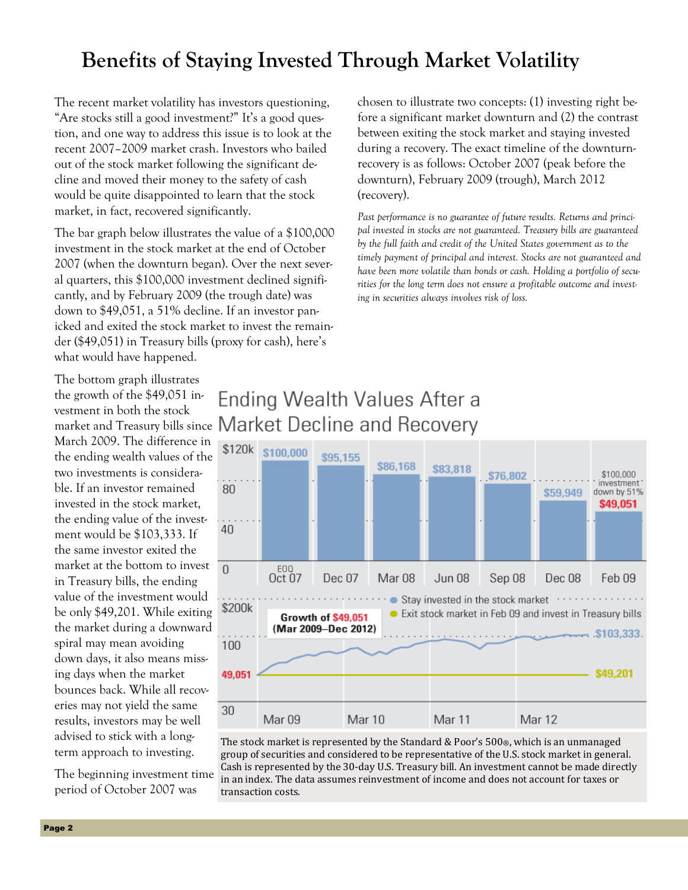# Benefits of Staying Invested Through Market Volatility

The recent market volatility has investors questioning, "Are stocks still a good investment?" It's a good question, and one way to address this issue is to look at the recent 2007–2009 market crash. Investors who bailed out of the stock market following the significant decline and moved their money to the safety of cash would be quite disappointed to learn that the stock market, in fact, recovered significantly.

The bar graph below illustrates the value of a $100,000 investment in the stock market at the end of October 2007 (when the downturn began). Over the next several quarters, this $100,000 investment declined significantly, and by February 2009 (the trough date) was down to $49,051, a 51% decline. If an investor panicked and exited the stock market to invest the remainder ($49,051) in Treasury bills (proxy for cash), here's what would have happened.

The bottom graph illustrates the growth of the $49,051 investment in both the stock market and Treasury bills since March 2009. The difference in the ending wealth values of the two investments is considerable. If an investor remained invested in the stock market, the ending value of the investment would be $103,333. If the same investor exited the market at the bottom to invest in Treasury bills, the ending value of the investment would be only $49,201. While exiting the market during a downward spiral may mean avoiding down days, it also means missing days when the market bounces back. While all recoveries may not yield the same results, investors may be well advised to stick with a long-term approach to investing.

The beginning investment time period of October 2007 was chosen to illustrate two concepts: (1) investing right before a significant market downturn and (2) the contrast between exiting the stock market and staying invested during a recovery. The exact timeline of the downturn-recovery is as follows: October 2007 (peak before the downturn), February 2009 (trough), March 2012 (recovery).

*Past performance is no guarantee of future results. Returns and principal invested in stocks are not guaranteed. Treasury bills are guaranteed by the full faith and credit of the United States government as to the timely payment of principal and interest. Stocks are not guaranteed and have been more volatile than bonds or cash. Holding a portfolio of securities for the long term does not ensure a profitable outcome and investing in securities always involves risk of loss.*

## Ending Wealth Values After a Market Decline and Recovery

| EOQ Oct 07 | Dec 07 | Mar 08 | Jun 08 | Sep 08 | Dec 08 | Feb 09 |
|---|---|---|---|---|---|---|
| $100,000 | $95,155 | $86,168 | $83,818 | $76,802 | $59,949 | $49,051 ($100,000 investment down by 51%) |

**Growth of $49,051 (Mar 2009–Dec 2012)**

- Stay invested in the stock market: $103,333
- Exit stock market in Feb 09 and invest in Treasury bills: $49,201

The stock market is represented by the Standard & Poor's 500®, which is an unmanaged group of securities and considered to be representative of the U.S. stock market in general. Cash is represented by the 30-day U.S. Treasury bill. An investment cannot be made directly in an index. The data assumes reinvestment of income and does not account for taxes or transaction costs.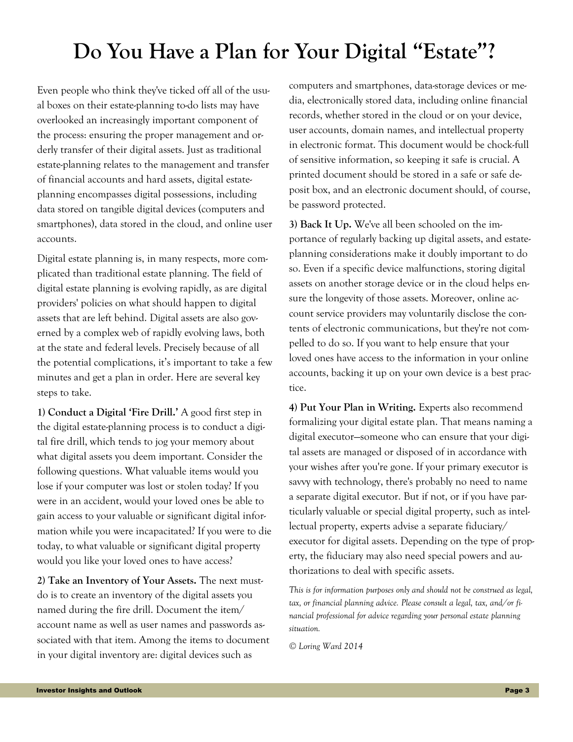# Do You Have a Plan for Your Digital "Estate"?

Even people who think they've ticked off all of the usual boxes on their estate-planning to-do lists may have overlooked an increasingly important component of the process: ensuring the proper management and orderly transfer of their digital assets. Just as traditional estate-planning relates to the management and transfer of financial accounts and hard assets, digital estate-planning encompasses digital possessions, including data stored on tangible digital devices (computers and smartphones), data stored in the cloud, and online user accounts.

Digital estate planning is, in many respects, more complicated than traditional estate planning. The field of digital estate planning is evolving rapidly, as are digital providers' policies on what should happen to digital assets that are left behind. Digital assets are also governed by a complex web of rapidly evolving laws, both at the state and federal levels. Precisely because of all the potential complications, it's important to take a few minutes and get a plan in order. Here are several key steps to take.

**1) Conduct a Digital 'Fire Drill.'** A good first step in the digital estate-planning process is to conduct a digital fire drill, which tends to jog your memory about what digital assets you deem important. Consider the following questions. What valuable items would you lose if your computer was lost or stolen today? If you were in an accident, would your loved ones be able to gain access to your valuable or significant digital information while you were incapacitated? If you were to die today, to what valuable or significant digital property would you like your loved ones to have access?

**2) Take an Inventory of Your Assets.** The next must-do is to create an inventory of the digital assets you named during the fire drill. Document the item/account name as well as user names and passwords associated with that item. Among the items to document in your digital inventory are: digital devices such as computers and smartphones, data-storage devices or media, electronically stored data, including online financial records, whether stored in the cloud or on your device, user accounts, domain names, and intellectual property in electronic format. This document would be chock-full of sensitive information, so keeping it safe is crucial. A printed document should be stored in a safe or safe deposit box, and an electronic document should, of course, be password protected.

**3) Back It Up.** We've all been schooled on the importance of regularly backing up digital assets, and estate-planning considerations make it doubly important to do so. Even if a specific device malfunctions, storing digital assets on another storage device or in the cloud helps ensure the longevity of those assets. Moreover, online account service providers may voluntarily disclose the contents of electronic communications, but they're not compelled to do so. If you want to help ensure that your loved ones have access to the information in your online accounts, backing it up on your own device is a best practice.

**4) Put Your Plan in Writing.** Experts also recommend formalizing your digital estate plan. That means naming a digital executor—someone who can ensure that your digital assets are managed or disposed of in accordance with your wishes after you're gone. If your primary executor is savvy with technology, there's probably no need to name a separate digital executor. But if not, or if you have particularly valuable or special digital property, such as intellectual property, experts advise a separate fiduciary/executor for digital assets. Depending on the type of property, the fiduciary may also need special powers and authorizations to deal with specific assets.

*This is for information purposes only and should not be construed as legal, tax, or financial planning advice. Please consult a legal, tax, and/or financial professional for advice regarding your personal estate planning situation.*

*© Loring Ward 2014*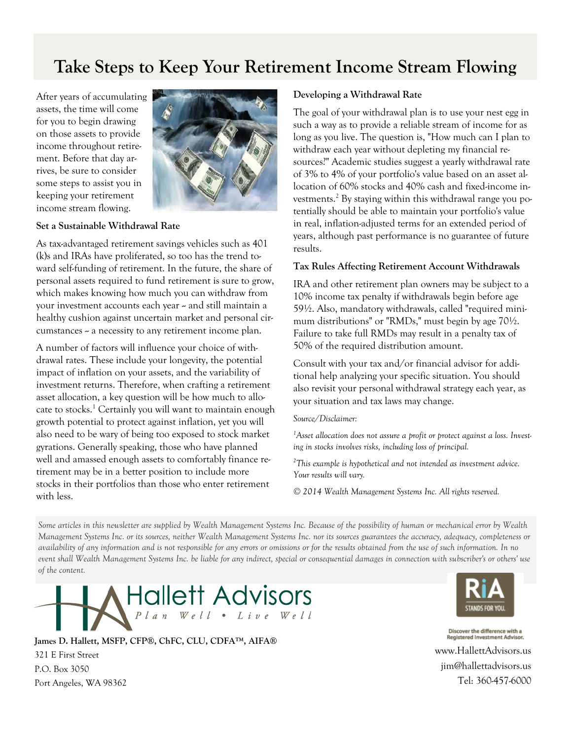# Take Steps to Keep Your Retirement Income Stream Flowing

After years of accumulating assets, the time will come for you to begin drawing on those assets to provide income throughout retirement. Before that day arrives, be sure to consider some steps to assist you in keeping your retirement income stream flowing.

### Set a Sustainable Withdrawal Rate

As tax-advantaged retirement savings vehicles such as 401 (k)s and IRAs have proliferated, so too has the trend toward self-funding of retirement. In the future, the share of personal assets required to fund retirement is sure to grow, which makes knowing how much you can withdraw from your investment accounts each year -- and still maintain a healthy cushion against uncertain market and personal circumstances -- a necessity to any retirement income plan.

A number of factors will influence your choice of withdrawal rates. These include your longevity, the potential impact of inflation on your assets, and the variability of investment returns. Therefore, when crafting a retirement asset allocation, a key question will be how much to allocate to stocks.[1] Certainly you will want to maintain enough growth potential to protect against inflation, yet you will also need to be wary of being too exposed to stock market gyrations. Generally speaking, those who have planned well and amassed enough assets to comfortably finance retirement may be in a better position to include more stocks in their portfolios than those who enter retirement with less.

### Developing a Withdrawal Rate

The goal of your withdrawal plan is to use your nest egg in such a way as to provide a reliable stream of income for as long as you live. The question is, "How much can I plan to withdraw each year without depleting my financial resources?" Academic studies suggest a yearly withdrawal rate of 3% to 4% of your portfolio's value based on an asset allocation of 60% stocks and 40% cash and fixed-income investments.[2] By staying within this withdrawal range you potentially should be able to maintain your portfolio's value in real, inflation-adjusted terms for an extended period of years, although past performance is no guarantee of future results.

### Tax Rules Affecting Retirement Account Withdrawals

IRA and other retirement plan owners may be subject to a 10% income tax penalty if withdrawals begin before age 59½. Also, mandatory withdrawals, called "required minimum distributions" or "RMDs," must begin by age 70½. Failure to take full RMDs may result in a penalty tax of 50% of the required distribution amount.

Consult with your tax and/or financial advisor for additional help analyzing your specific situation. You should also revisit your personal withdrawal strategy each year, as your situation and tax laws may change.

*Source/Disclaimer:*

*[1]Asset allocation does not assure a profit or protect against a loss. Investing in stocks involves risks, including loss of principal.*

*[2]This example is hypothetical and not intended as investment advice. Your results will vary.*

*© 2014 Wealth Management Systems Inc. All rights reserved.*

*Some articles in this newsletter are supplied by Wealth Management Systems Inc. Because of the possibility of human or mechanical error by Wealth Management Systems Inc. or its sources, neither Wealth Management Systems Inc. nor its sources guarantees the accuracy, adequacy, completeness or availability of any information and is not responsible for any errors or omissions or for the results obtained from the use of such information. In no event shall Wealth Management Systems Inc. be liable for any indirect, special or consequential damages in connection with subscriber's or others' use of the content.*

Hallett Advisors
Plan Well • Live Well

**James D. Hallett, MSFP, CFP®, ChFC, CLU, CDFA™, AIFA®**
321 E First Street
P.O. Box 3050
Port Angeles, WA 98362

RIA STANDS FOR YOU.
Discover the difference with a Registered Investment Advisor.

www.HallettAdvisors.us
jim@hallettadvisors.us
Tel: 360-457-6000